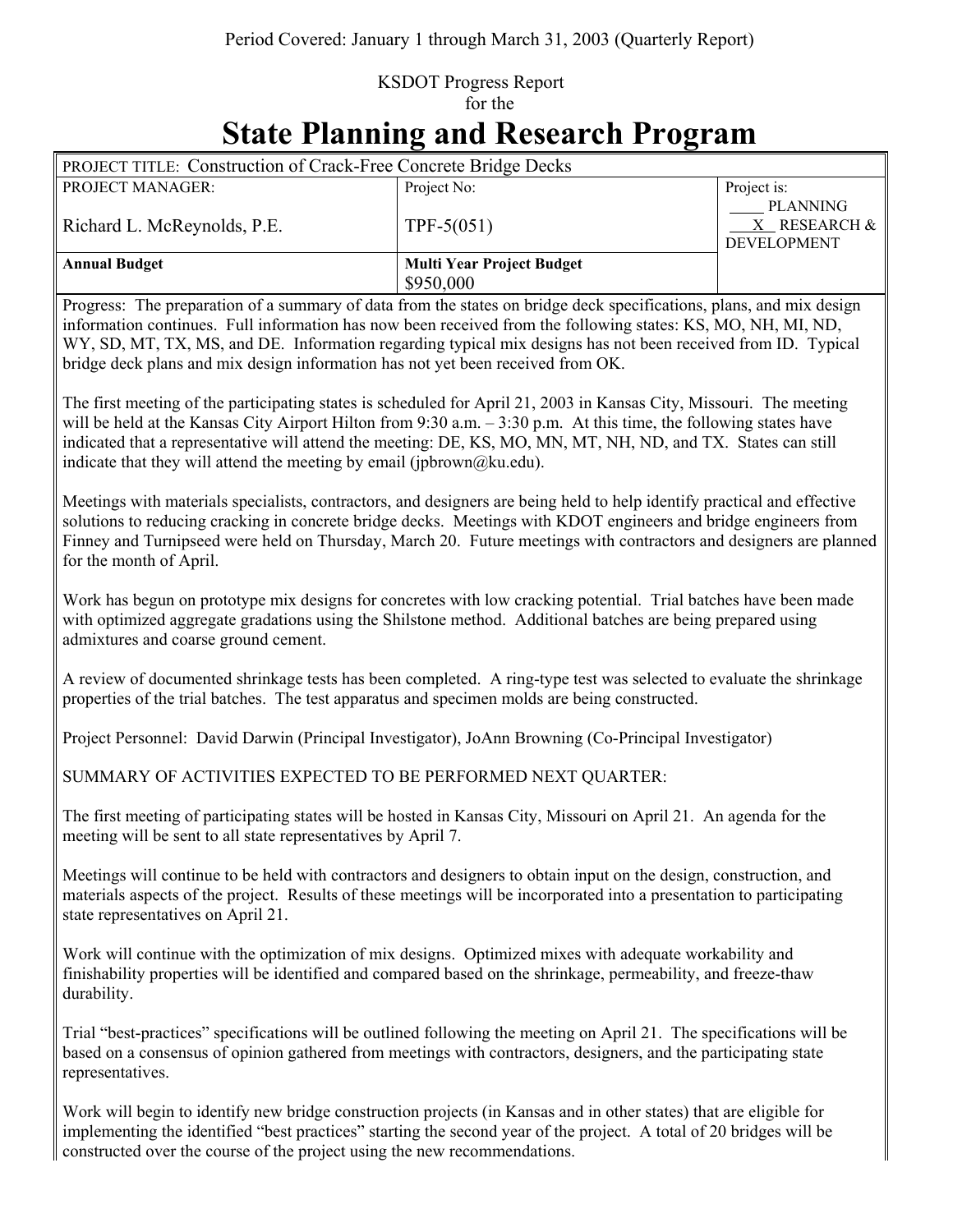Period Covered: January 1 through March 31, 2003 (Quarterly Report)

KSDOT Progress Report
for the

# State Planning and Research Program

| PROJECT TITLE: Construction of Crack-Free Concrete Bridge Decks | | |
|---|---|---|
| PROJECT MANAGER:<br><br>Richard L. McReynolds, P.E. | Project No:<br><br>TPF-5(051) | Project is:<br>____ PLANNING<br>__X__ RESEARCH & DEVELOPMENT |
| **Annual Budget** | **Multi Year Project Budget**<br>$950,000 | |

Progress: The preparation of a summary of data from the states on bridge deck specifications, plans, and mix design information continues. Full information has now been received from the following states: KS, MO, NH, MI, ND, WY, SD, MT, TX, MS, and DE. Information regarding typical mix designs has not been received from ID. Typical bridge deck plans and mix design information has not yet been received from OK.

The first meeting of the participating states is scheduled for April 21, 2003 in Kansas City, Missouri. The meeting will be held at the Kansas City Airport Hilton from 9:30 a.m. – 3:30 p.m. At this time, the following states have indicated that a representative will attend the meeting: DE, KS, MO, MN, MT, NH, ND, and TX. States can still indicate that they will attend the meeting by email (jpbrown@ku.edu).

Meetings with materials specialists, contractors, and designers are being held to help identify practical and effective solutions to reducing cracking in concrete bridge decks. Meetings with KDOT engineers and bridge engineers from Finney and Turnipseed were held on Thursday, March 20. Future meetings with contractors and designers are planned for the month of April.

Work has begun on prototype mix designs for concretes with low cracking potential. Trial batches have been made with optimized aggregate gradations using the Shilstone method. Additional batches are being prepared using admixtures and coarse ground cement.

A review of documented shrinkage tests has been completed. A ring-type test was selected to evaluate the shrinkage properties of the trial batches. The test apparatus and specimen molds are being constructed.

Project Personnel: David Darwin (Principal Investigator), JoAnn Browning (Co-Principal Investigator)

SUMMARY OF ACTIVITIES EXPECTED TO BE PERFORMED NEXT QUARTER:

The first meeting of participating states will be hosted in Kansas City, Missouri on April 21. An agenda for the meeting will be sent to all state representatives by April 7.

Meetings will continue to be held with contractors and designers to obtain input on the design, construction, and materials aspects of the project. Results of these meetings will be incorporated into a presentation to participating state representatives on April 21.

Work will continue with the optimization of mix designs. Optimized mixes with adequate workability and finishability properties will be identified and compared based on the shrinkage, permeability, and freeze-thaw durability.

Trial "best-practices" specifications will be outlined following the meeting on April 21. The specifications will be based on a consensus of opinion gathered from meetings with contractors, designers, and the participating state representatives.

Work will begin to identify new bridge construction projects (in Kansas and in other states) that are eligible for implementing the identified "best practices" starting the second year of the project. A total of 20 bridges will be constructed over the course of the project using the new recommendations.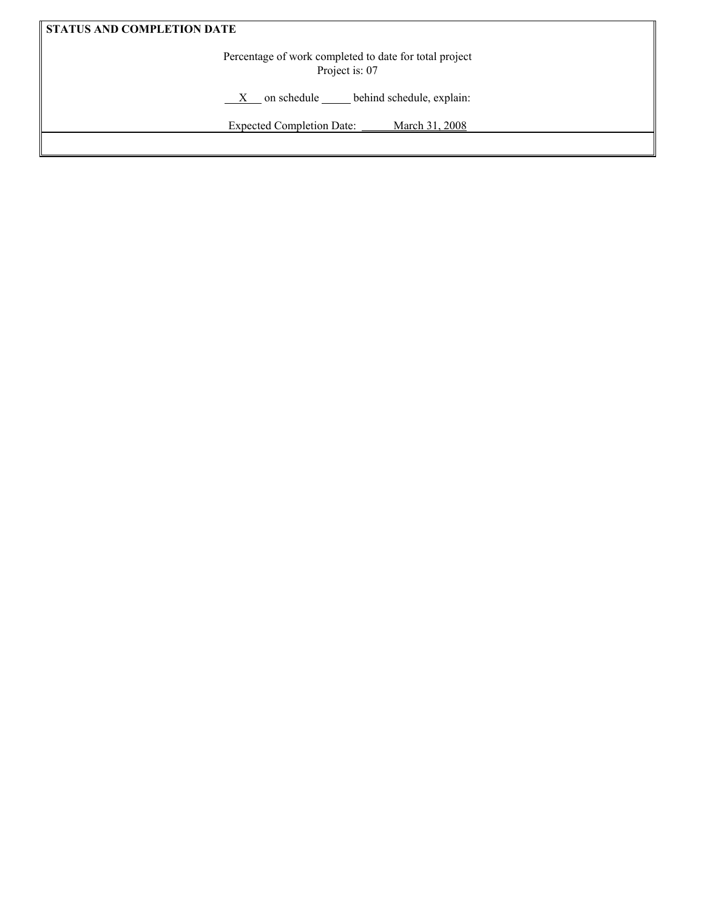**STATUS AND COMPLETION DATE**

Percentage of work completed to date for total project
Project is: 07

\_\_X\_\_ on schedule \_\_\_\_\_ behind schedule, explain:

Expected Completion Date: March 31, 2008